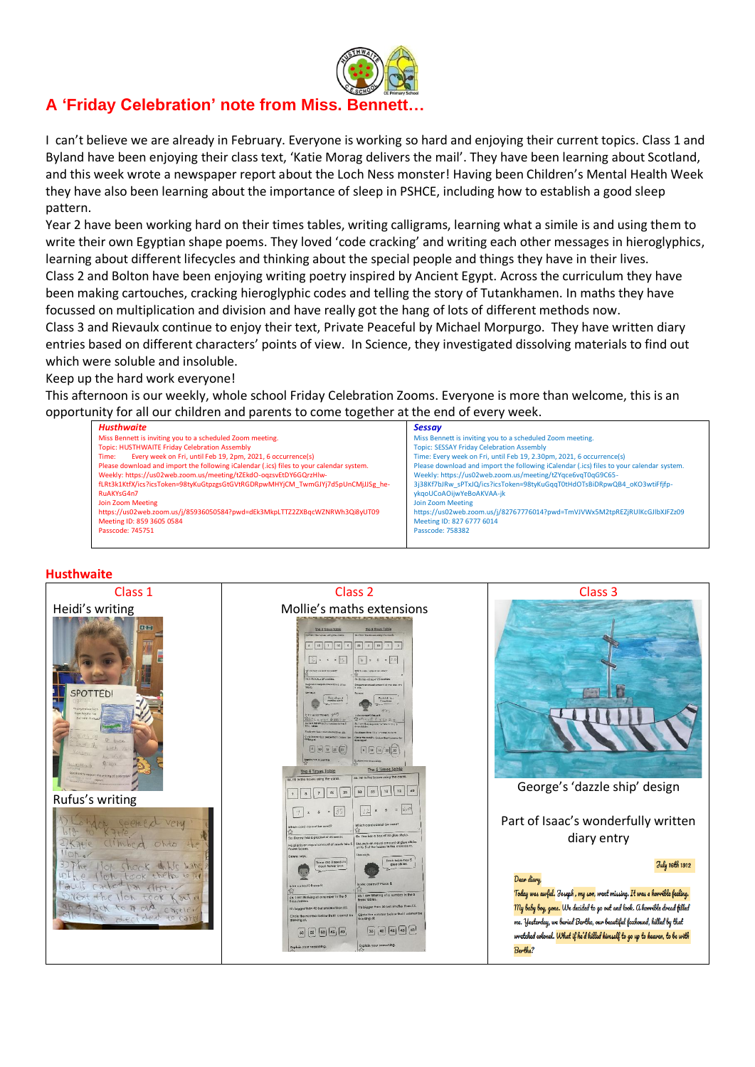# A 'Friday Celebration' note from Miss. Bennett…

I can't believe we are already in February. Everyone is working so hard and enjoying their current topics. Class 1 and Byland have been enjoying their class text, 'Katie Morag delivers the mail'. They have been learning about Scotland, and this week wrote a newspaper report about the Loch Ness monster! Having been Children's Mental Health Week they have also been learning about the importance of sleep in PSHCE, including how to establish a good sleep pattern.

Year 2 have been working hard on their times tables, writing calligrams, learning what a simile is and using them to write their own Egyptian shape poems. They loved 'code cracking' and writing each other messages in hieroglyphics, learning about different lifecycles and thinking about the special people and things they have in their lives.

Class 2 and Bolton have been enjoying writing poetry inspired by Ancient Egypt. Across the curriculum they have been making cartouches, cracking hieroglyphic codes and telling the story of Tutankhamen. In maths they have focussed on multiplication and division and have really got the hang of lots of different methods now.

Class 3 and Rievaulx continue to enjoy their text, Private Peaceful by Michael Morpurgo. They have written diary entries based on different characters' points of view. In Science, they investigated dissolving materials to find out which were soluble and insoluble.

Keep up the hard work everyone!

This afternoon is our weekly, whole school Friday Celebration Zooms. Everyone is more than welcome, this is an opportunity for all our children and parents to come together at the end of every week.

| *Husthwaite* | *Sessay* |
|---|---|
| Miss Bennett is inviting you to a scheduled Zoom meeting.<br>Topic: HUSTHWAITE Friday Celebration Assembly<br>Time: Every week on Fri, until Feb 19, 2pm, 2021, 6 occurrence(s)<br>Please download and import the following iCalendar (.ics) files to your calendar system.<br>Weekly: https://us02web.zoom.us/meeting/tZEkdO-oqzsvEtDY6GQrzHlw-fLRt3k1KtfX/ics?icsToken=98tyKuGtpzgsGtGVtRGDRpwMHYjCM_TwmGJYj7d5pUnCMjJJSg_he-RuAKYsG4n7<br>Join Zoom Meeting<br>https://us02web.zoom.us/j/85936050584?pwd=dEk3MkpLTTZ2ZXBqcWZNRWh3Qi8yUT09<br>Meeting ID: 859 3605 0584<br>Passcode: 745751 | Miss Bennett is inviting you to a scheduled Zoom meeting.<br>Topic: SESSAY Friday Celebration Assembly<br>Time: Every week on Fri, until Feb 19, 2.30pm, 2021, 6 occurrence(s)<br>Please download and import the following iCalendar (.ics) files to your calendar system.<br>Weekly: https://us02web.zoom.us/meeting/tZYqce6vqT0qG9C65-3j38Kf7bJRw_sPTxJQ/ics?icsToken=98tyKuGqqT0tHdOTsBiDRpwQB4_oKO3wtiFfjfp-ykqoUCoAOijwYeBoAKVAA-jk<br>Join Zoom Meeting<br>https://us02web.zoom.us/j/82767776014?pwd=TmVJVWx5M2tpREZjRUlKcGJlbXJFZz09<br>Meeting ID: 827 6777 6014<br>Passcode: 758382 |

## Husthwaite

| Class 1 | Class 2 | Class 3 |
|---|---|---|
| Heidi's writing<br>Rufus's writing | Mollie's maths extensions | George's 'dazzle ship' design<br>Part of Isaac's wonderfully written diary entry |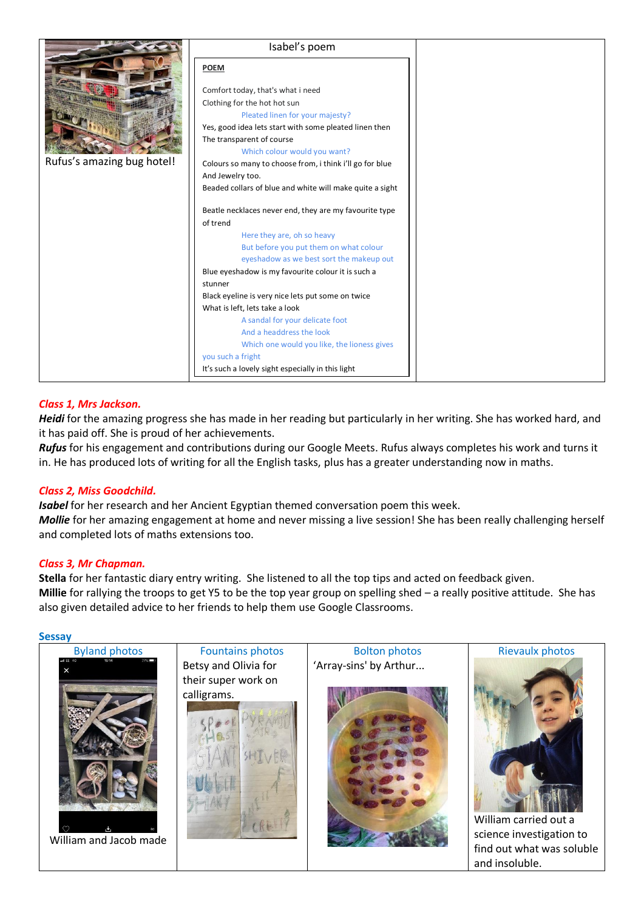| Rufus's amazing bug hotel! | Isabel's poem | |
|---|---|---|

**Isabel's poem**

**POEM**

Comfort today, that's what i need
Clothing for the hot hot sun
Pleated linen for your majesty?
Yes, good idea lets start with some pleated linen then
The transparent of course
Which colour would you want?
Colours so many to choose from, i think i'll go for blue
And Jewelry too.
Beaded collars of blue and white will make quite a sight

Beatle necklaces never end, they are my favourite type of trend
Here they are, oh so heavy
But before you put them on what colour eyeshadow as we best sort the makeup out
Blue eyeshadow is my favourite colour it is such a stunner
Black eyeline is very nice lets put some on twice
What is left, lets take a look
A sandal for your delicate foot
And a headdress the look
Which one would you like, the lioness gives you such a fright
It's such a lovely sight especially in this light

***Class 1, Mrs Jackson.***

***Heidi*** for the amazing progress she has made in her reading but particularly in her writing. She has worked hard, and it has paid off. She is proud of her achievements.

***Rufus*** for his engagement and contributions during our Google Meets. Rufus always completes his work and turns it in. He has produced lots of writing for all the English tasks, plus has a greater understanding now in maths.

***Class 2, Miss Goodchild.***

***Isabel*** for her research and her Ancient Egyptian themed conversation poem this week.

***Mollie*** for her amazing engagement at home and never missing a live session! She has been really challenging herself and completed lots of maths extensions too.

***Class 3, Mr Chapman.***

**Stella** for her fantastic diary entry writing. She listened to all the top tips and acted on feedback given.

**Millie** for rallying the troops to get Y5 to be the top year group on spelling shed – a really positive attitude. She has also given detailed advice to her friends to help them use Google Classrooms.

**Sessay**

| Byland photos | Fountains photos | Bolton photos | Rievaulx photos |
|---|---|---|---|
| William and Jacob made | Betsy and Olivia for their super work on calligrams. | 'Array-sins' by Arthur... | William carried out a science investigation to find out what was soluble and insoluble. |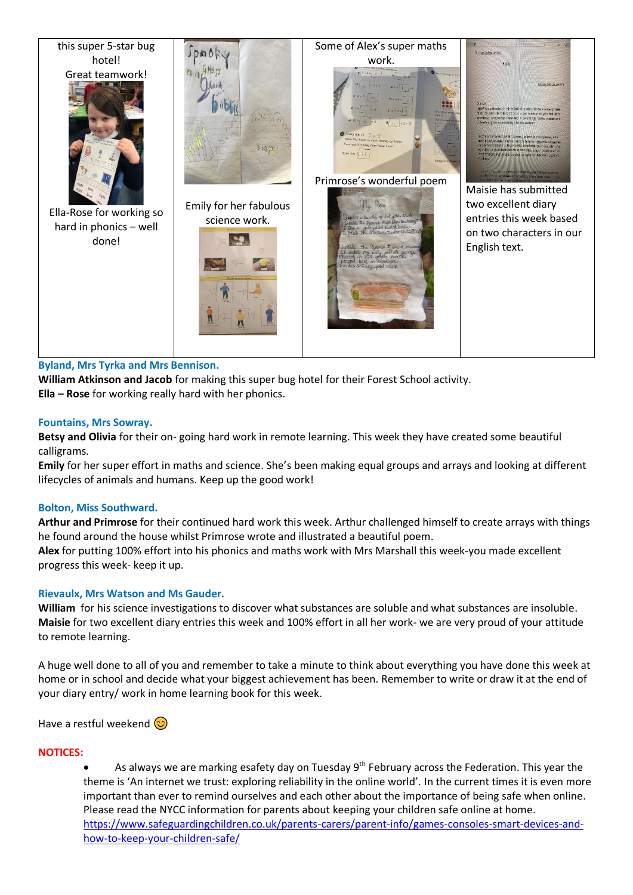| | | | |
|---|---|---|---|
| this super 5-star bug hotel! Great teamwork! Ella-Rose for working so hard in phonics – well done! | Emily for her fabulous science work. | Some of Alex's super maths work. Primrose's wonderful poem | Maisie has submitted two excellent diary entries this week based on two characters in our English text. |

**Byland, Mrs Tyrka and Mrs Bennison.**

**William Atkinson and Jacob** for making this super bug hotel for their Forest School activity.
**Ella – Rose** for working really hard with her phonics.

**Fountains, Mrs Sowray.**

**Betsy and Olivia** for their on- going hard work in remote learning. This week they have created some beautiful calligrams.
**Emily** for her super effort in maths and science. She's been making equal groups and arrays and looking at different lifecycles of animals and humans. Keep up the good work!

**Bolton, Miss Southward.**

**Arthur and Primrose** for their continued hard work this week. Arthur challenged himself to create arrays with things he found around the house whilst Primrose wrote and illustrated a beautiful poem.
**Alex** for putting 100% effort into his phonics and maths work with Mrs Marshall this week-you made excellent progress this week- keep it up.

**Rievaulx, Mrs Watson and Ms Gauder.**

**William** for his science investigations to discover what substances are soluble and what substances are insoluble.
**Maisie** for two excellent diary entries this week and 100% effort in all her work- we are very proud of your attitude to remote learning.

A huge well done to all of you and remember to take a minute to think about everything you have done this week at home or in school and decide what your biggest achievement has been. Remember to write or draw it at the end of your diary entry/ work in home learning book for this week.

Have a restful weekend 😊

**NOTICES:**

- As always we are marking esafety day on Tuesday 9th February across the Federation. This year the theme is 'An internet we trust: exploring reliability in the online world'. In the current times it is even more important than ever to remind ourselves and each other about the importance of being safe when online. Please read the NYCC information for parents about keeping your children safe online at home. https://www.safeguardingchildren.co.uk/parents-carers/parent-info/games-consoles-smart-devices-and-how-to-keep-your-children-safe/